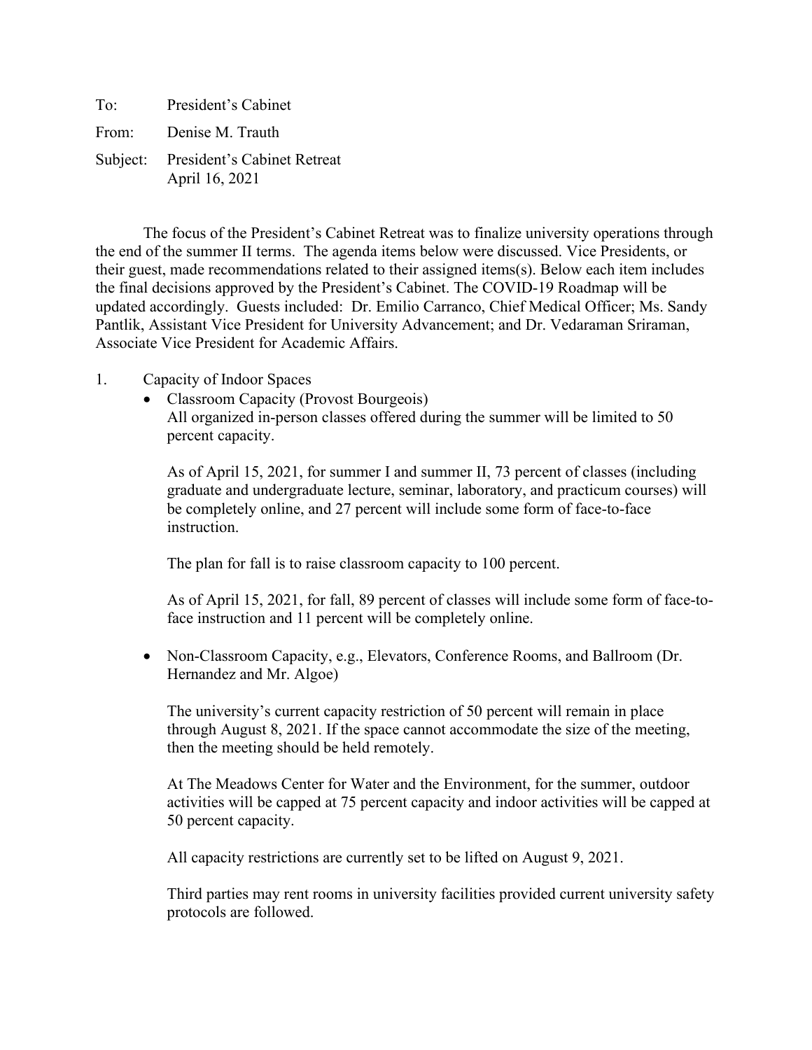To: President's Cabinet

From: Denise M. Trauth

Subject: President's Cabinet Retreat
April 16, 2021

The focus of the President's Cabinet Retreat was to finalize university operations through the end of the summer II terms. The agenda items below were discussed. Vice Presidents, or their guest, made recommendations related to their assigned items(s). Below each item includes the final decisions approved by the President's Cabinet. The COVID-19 Roadmap will be updated accordingly. Guests included: Dr. Emilio Carranco, Chief Medical Officer; Ms. Sandy Pantlik, Assistant Vice President for University Advancement; and Dr. Vedaraman Sriraman, Associate Vice President for Academic Affairs.

1. Capacity of Indoor Spaces
   - Classroom Capacity (Provost Bourgeois)
     All organized in-person classes offered during the summer will be limited to 50 percent capacity.

     As of April 15, 2021, for summer I and summer II, 73 percent of classes (including graduate and undergraduate lecture, seminar, laboratory, and practicum courses) will be completely online, and 27 percent will include some form of face-to-face instruction.

     The plan for fall is to raise classroom capacity to 100 percent.

     As of April 15, 2021, for fall, 89 percent of classes will include some form of face-to-face instruction and 11 percent will be completely online.

   - Non-Classroom Capacity, e.g., Elevators, Conference Rooms, and Ballroom (Dr. Hernandez and Mr. Algoe)

     The university's current capacity restriction of 50 percent will remain in place through August 8, 2021. If the space cannot accommodate the size of the meeting, then the meeting should be held remotely.

     At The Meadows Center for Water and the Environment, for the summer, outdoor activities will be capped at 75 percent capacity and indoor activities will be capped at 50 percent capacity.

     All capacity restrictions are currently set to be lifted on August 9, 2021.

     Third parties may rent rooms in university facilities provided current university safety protocols are followed.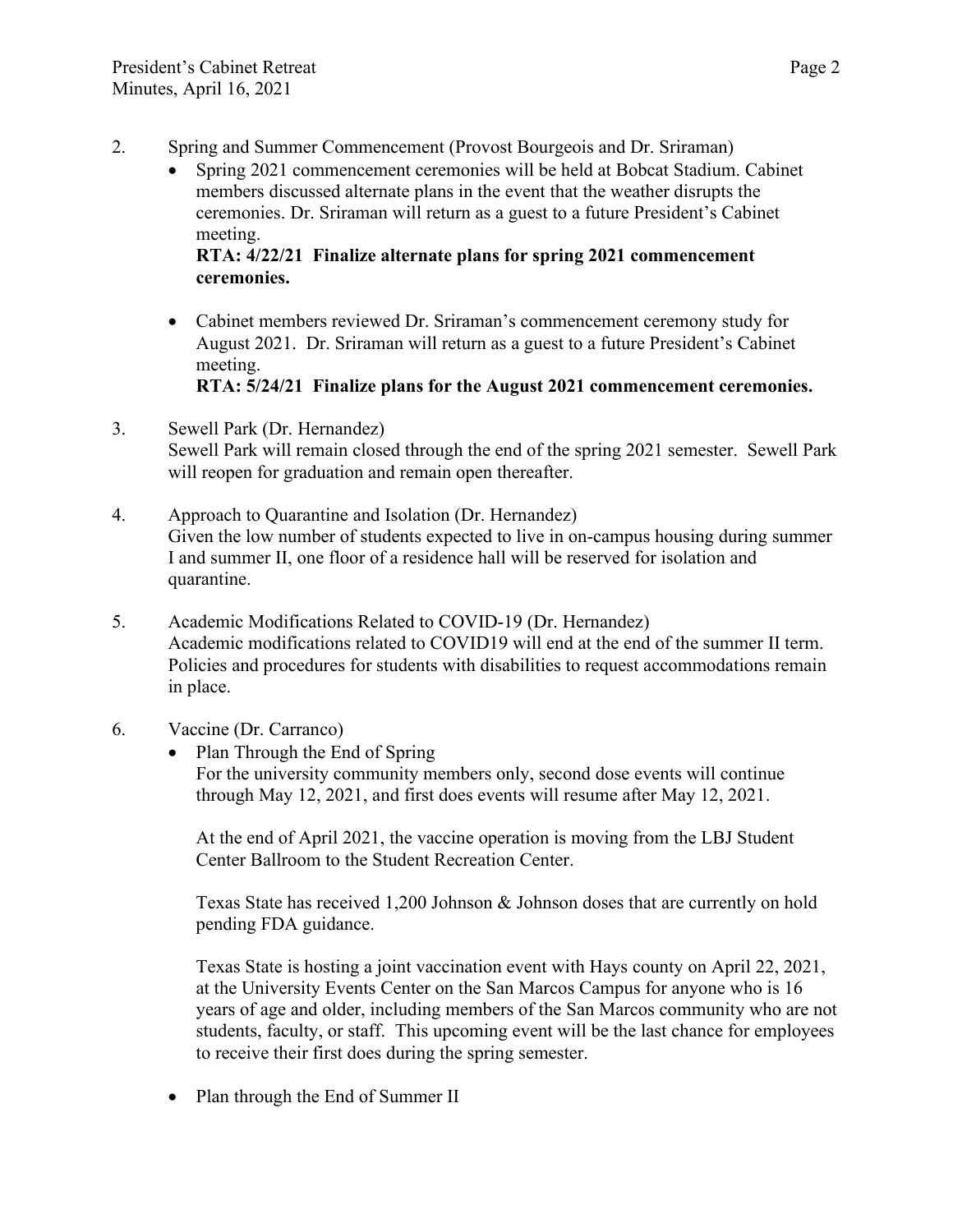2. Spring and Summer Commencement (Provost Bourgeois and Dr. Sriraman)
   - Spring 2021 commencement ceremonies will be held at Bobcat Stadium. Cabinet members discussed alternate plans in the event that the weather disrupts the ceremonies. Dr. Sriraman will return as a guest to a future President's Cabinet meeting.
     **RTA: 4/22/21 Finalize alternate plans for spring 2021 commencement ceremonies.**

   - Cabinet members reviewed Dr. Sriraman's commencement ceremony study for August 2021. Dr. Sriraman will return as a guest to a future President's Cabinet meeting.
     **RTA: 5/24/21 Finalize plans for the August 2021 commencement ceremonies.**

3. Sewell Park (Dr. Hernandez)
   Sewell Park will remain closed through the end of the spring 2021 semester. Sewell Park will reopen for graduation and remain open thereafter.

4. Approach to Quarantine and Isolation (Dr. Hernandez)
   Given the low number of students expected to live in on-campus housing during summer I and summer II, one floor of a residence hall will be reserved for isolation and quarantine.

5. Academic Modifications Related to COVID-19 (Dr. Hernandez)
   Academic modifications related to COVID19 will end at the end of the summer II term. Policies and procedures for students with disabilities to request accommodations remain in place.

6. Vaccine (Dr. Carranco)
   - Plan Through the End of Spring
     For the university community members only, second dose events will continue through May 12, 2021, and first does events will resume after May 12, 2021.

     At the end of April 2021, the vaccine operation is moving from the LBJ Student Center Ballroom to the Student Recreation Center.

     Texas State has received 1,200 Johnson & Johnson doses that are currently on hold pending FDA guidance.

     Texas State is hosting a joint vaccination event with Hays county on April 22, 2021, at the University Events Center on the San Marcos Campus for anyone who is 16 years of age and older, including members of the San Marcos community who are not students, faculty, or staff. This upcoming event will be the last chance for employees to receive their first does during the spring semester.

   - Plan through the End of Summer II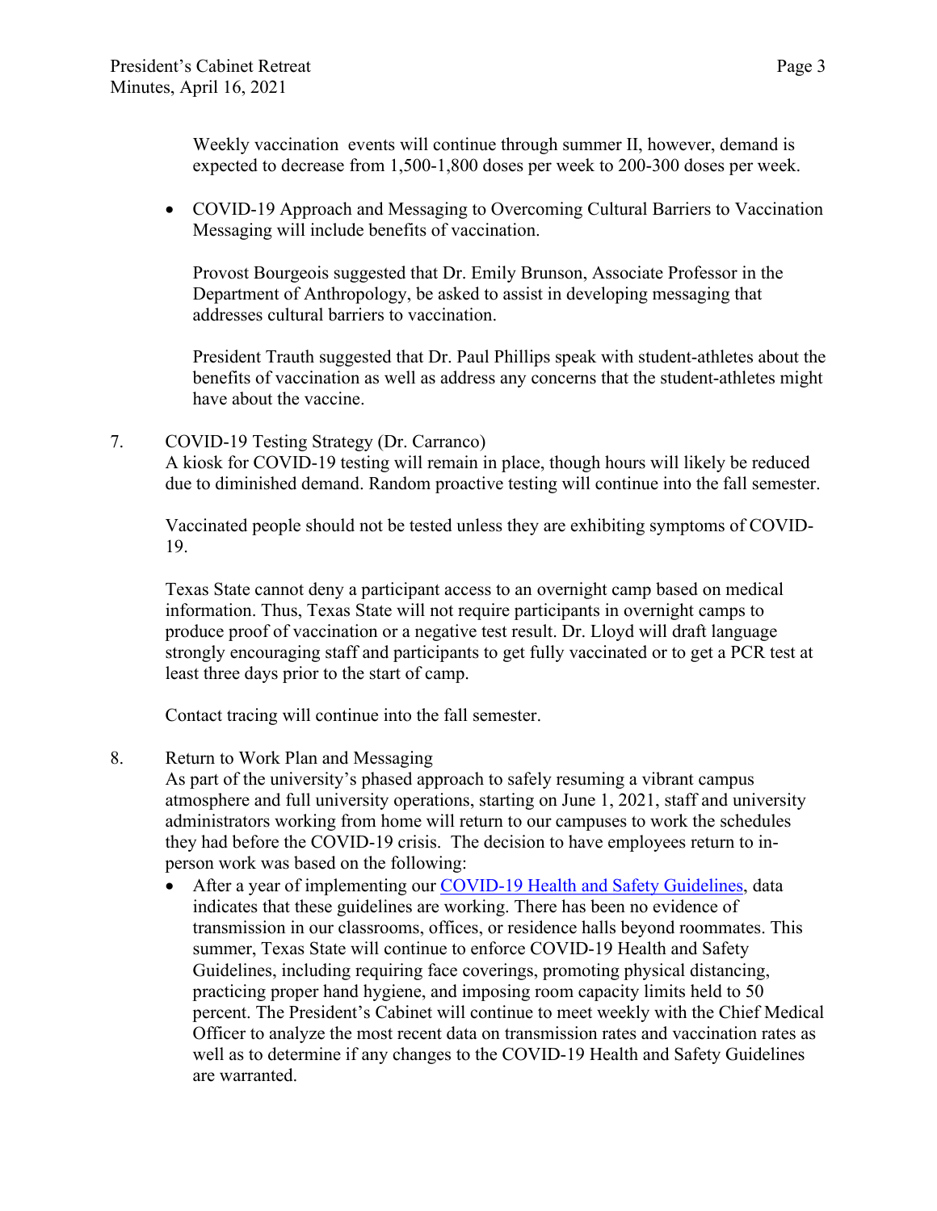Weekly vaccination events will continue through summer II, however, demand is expected to decrease from 1,500-1,800 doses per week to 200-300 doses per week.

- COVID-19 Approach and Messaging to Overcoming Cultural Barriers to Vaccination Messaging will include benefits of vaccination.

  Provost Bourgeois suggested that Dr. Emily Brunson, Associate Professor in the Department of Anthropology, be asked to assist in developing messaging that addresses cultural barriers to vaccination.

  President Trauth suggested that Dr. Paul Phillips speak with student-athletes about the benefits of vaccination as well as address any concerns that the student-athletes might have about the vaccine.

7. COVID-19 Testing Strategy (Dr. Carranco)
   A kiosk for COVID-19 testing will remain in place, though hours will likely be reduced due to diminished demand. Random proactive testing will continue into the fall semester.

   Vaccinated people should not be tested unless they are exhibiting symptoms of COVID-19.

   Texas State cannot deny a participant access to an overnight camp based on medical information. Thus, Texas State will not require participants in overnight camps to produce proof of vaccination or a negative test result. Dr. Lloyd will draft language strongly encouraging staff and participants to get fully vaccinated or to get a PCR test at least three days prior to the start of camp.

   Contact tracing will continue into the fall semester.

8. Return to Work Plan and Messaging
   As part of the university's phased approach to safely resuming a vibrant campus atmosphere and full university operations, starting on June 1, 2021, staff and university administrators working from home will return to our campuses to work the schedules they had before the COVID-19 crisis. The decision to have employees return to in-person work was based on the following:
   - After a year of implementing our COVID-19 Health and Safety Guidelines, data indicates that these guidelines are working. There has been no evidence of transmission in our classrooms, offices, or residence halls beyond roommates. This summer, Texas State will continue to enforce COVID-19 Health and Safety Guidelines, including requiring face coverings, promoting physical distancing, practicing proper hand hygiene, and imposing room capacity limits held to 50 percent. The President's Cabinet will continue to meet weekly with the Chief Medical Officer to analyze the most recent data on transmission rates and vaccination rates as well as to determine if any changes to the COVID-19 Health and Safety Guidelines are warranted.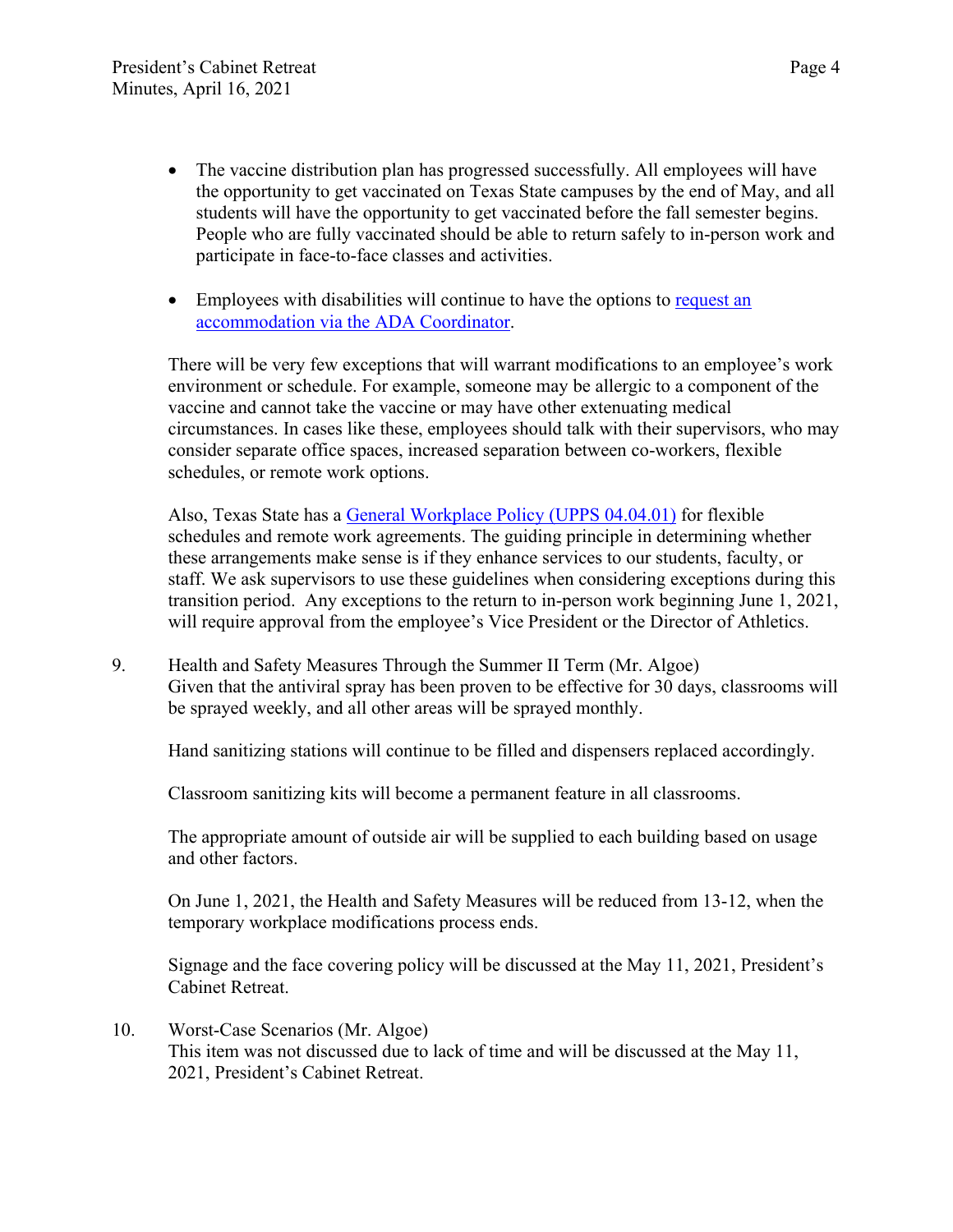- The vaccine distribution plan has progressed successfully. All employees will have the opportunity to get vaccinated on Texas State campuses by the end of May, and all students will have the opportunity to get vaccinated before the fall semester begins. People who are fully vaccinated should be able to return safely to in-person work and participate in face-to-face classes and activities.

- Employees with disabilities will continue to have the options to [request an accommodation via the ADA Coordinator](#).

There will be very few exceptions that will warrant modifications to an employee's work environment or schedule. For example, someone may be allergic to a component of the vaccine and cannot take the vaccine or may have other extenuating medical circumstances. In cases like these, employees should talk with their supervisors, who may consider separate office spaces, increased separation between co-workers, flexible schedules, or remote work options.

Also, Texas State has a [General Workplace Policy (UPPS 04.04.01)](#) for flexible schedules and remote work agreements. The guiding principle in determining whether these arrangements make sense is if they enhance services to our students, faculty, or staff. We ask supervisors to use these guidelines when considering exceptions during this transition period. Any exceptions to the return to in-person work beginning June 1, 2021, will require approval from the employee's Vice President or the Director of Athletics.

9. Health and Safety Measures Through the Summer II Term (Mr. Algoe)
   Given that the antiviral spray has been proven to be effective for 30 days, classrooms will be sprayed weekly, and all other areas will be sprayed monthly.

   Hand sanitizing stations will continue to be filled and dispensers replaced accordingly.

   Classroom sanitizing kits will become a permanent feature in all classrooms.

   The appropriate amount of outside air will be supplied to each building based on usage and other factors.

   On June 1, 2021, the Health and Safety Measures will be reduced from 13-12, when the temporary workplace modifications process ends.

   Signage and the face covering policy will be discussed at the May 11, 2021, President's Cabinet Retreat.

10. Worst-Case Scenarios (Mr. Algoe)
    This item was not discussed due to lack of time and will be discussed at the May 11, 2021, President's Cabinet Retreat.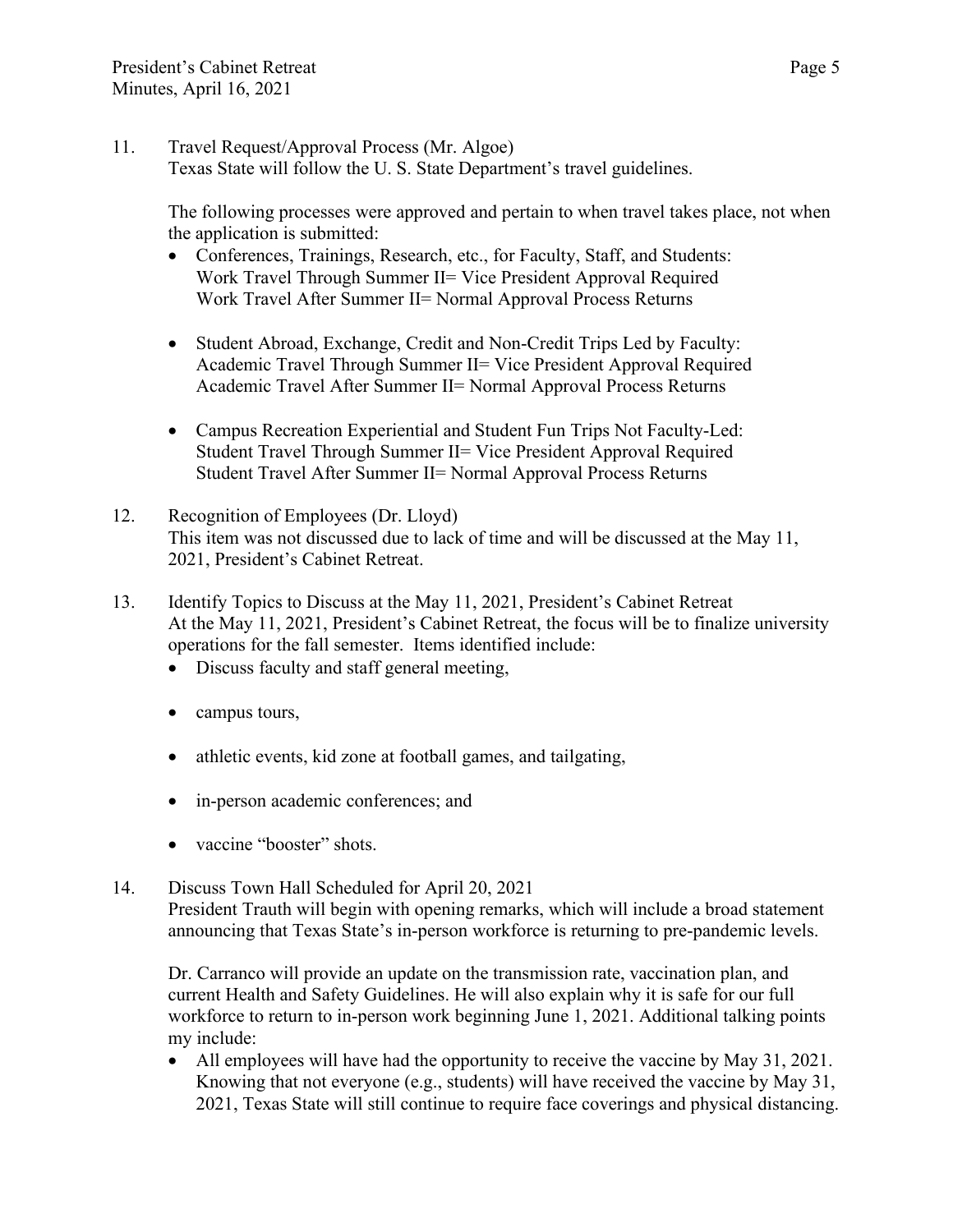11. Travel Request/Approval Process (Mr. Algoe)
    Texas State will follow the U. S. State Department's travel guidelines.

    The following processes were approved and pertain to when travel takes place, not when the application is submitted:

    - Conferences, Trainings, Research, etc., for Faculty, Staff, and Students:
      Work Travel Through Summer II= Vice President Approval Required
      Work Travel After Summer II= Normal Approval Process Returns

    - Student Abroad, Exchange, Credit and Non-Credit Trips Led by Faculty:
      Academic Travel Through Summer II= Vice President Approval Required
      Academic Travel After Summer II= Normal Approval Process Returns

    - Campus Recreation Experiential and Student Fun Trips Not Faculty-Led:
      Student Travel Through Summer II= Vice President Approval Required
      Student Travel After Summer II= Normal Approval Process Returns

12. Recognition of Employees (Dr. Lloyd)
    This item was not discussed due to lack of time and will be discussed at the May 11, 2021, President's Cabinet Retreat.

13. Identify Topics to Discuss at the May 11, 2021, President's Cabinet Retreat
    At the May 11, 2021, President's Cabinet Retreat, the focus will be to finalize university operations for the fall semester. Items identified include:

    - Discuss faculty and staff general meeting,
    - campus tours,
    - athletic events, kid zone at football games, and tailgating,
    - in-person academic conferences; and
    - vaccine "booster" shots.

14. Discuss Town Hall Scheduled for April 20, 2021
    President Trauth will begin with opening remarks, which will include a broad statement announcing that Texas State's in-person workforce is returning to pre-pandemic levels.

    Dr. Carranco will provide an update on the transmission rate, vaccination plan, and current Health and Safety Guidelines. He will also explain why it is safe for our full workforce to return to in-person work beginning June 1, 2021. Additional talking points my include:

    - All employees will have had the opportunity to receive the vaccine by May 31, 2021. Knowing that not everyone (e.g., students) will have received the vaccine by May 31, 2021, Texas State will still continue to require face coverings and physical distancing.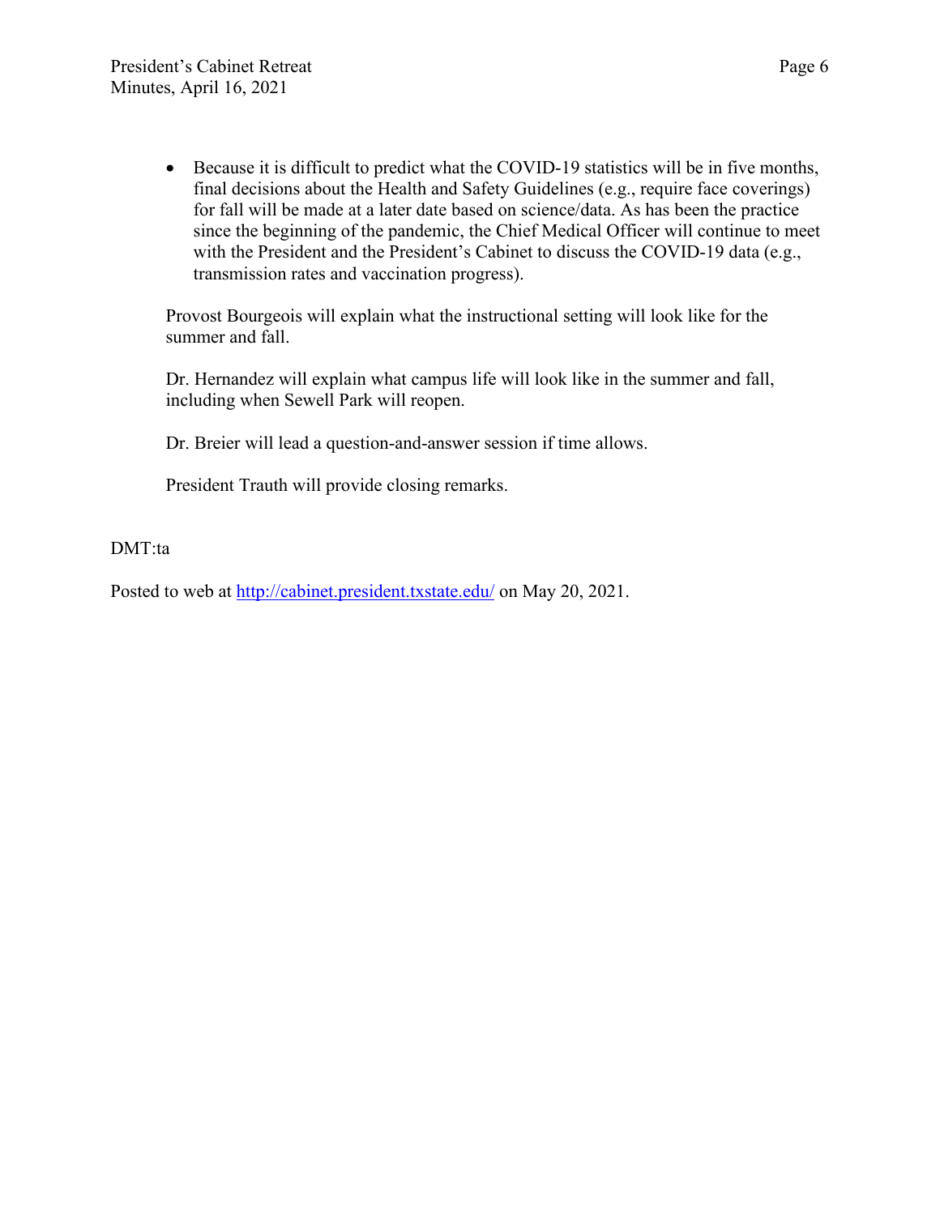- Because it is difficult to predict what the COVID-19 statistics will be in five months, final decisions about the Health and Safety Guidelines (e.g., require face coverings) for fall will be made at a later date based on science/data. As has been the practice since the beginning of the pandemic, the Chief Medical Officer will continue to meet with the President and the President's Cabinet to discuss the COVID-19 data (e.g., transmission rates and vaccination progress).

Provost Bourgeois will explain what the instructional setting will look like for the summer and fall.

Dr. Hernandez will explain what campus life will look like in the summer and fall, including when Sewell Park will reopen.

Dr. Breier will lead a question-and-answer session if time allows.

President Trauth will provide closing remarks.

DMT:ta

Posted to web at http://cabinet.president.txstate.edu/ on May 20, 2021.